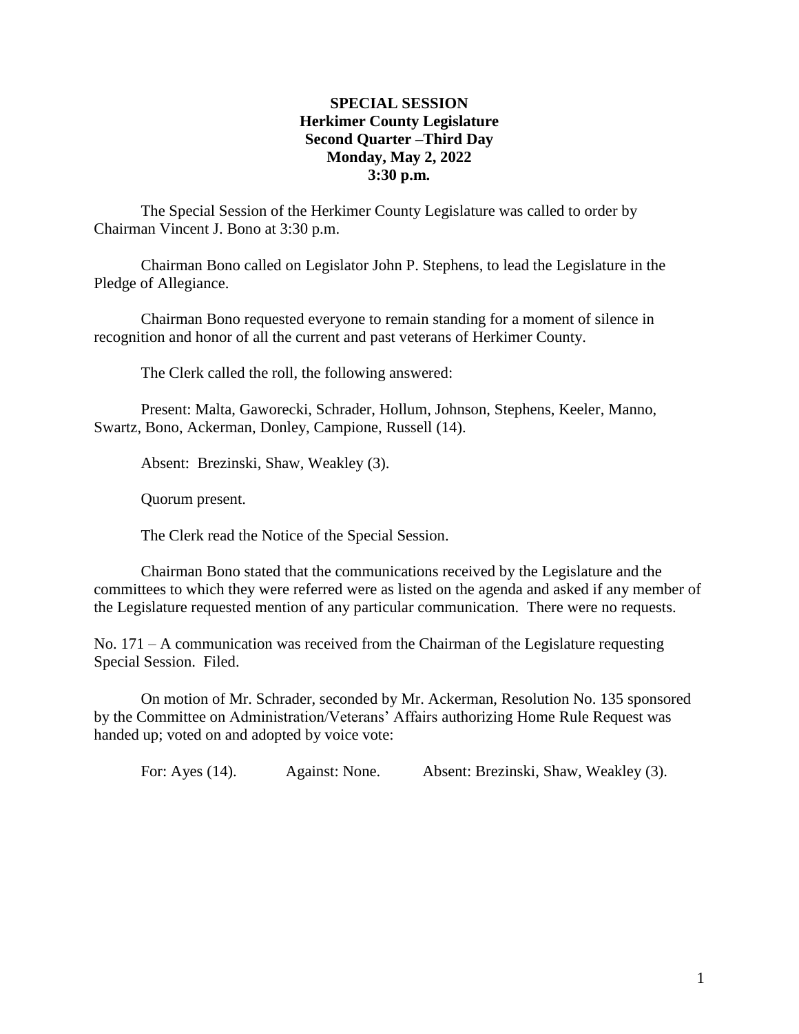**SPECIAL SESSION**
**Herkimer County Legislature**
**Second Quarter –Third Day**
**Monday, May 2, 2022**
**3:30 p.m.**

The Special Session of the Herkimer County Legislature was called to order by Chairman Vincent J. Bono at 3:30 p.m.

Chairman Bono called on Legislator John P. Stephens, to lead the Legislature in the Pledge of Allegiance.

Chairman Bono requested everyone to remain standing for a moment of silence in recognition and honor of all the current and past veterans of Herkimer County.

The Clerk called the roll, the following answered:

Present: Malta, Gaworecki, Schrader, Hollum, Johnson, Stephens, Keeler, Manno, Swartz, Bono, Ackerman, Donley, Campione, Russell (14).

Absent: Brezinski, Shaw, Weakley (3).

Quorum present.

The Clerk read the Notice of the Special Session.

Chairman Bono stated that the communications received by the Legislature and the committees to which they were referred were as listed on the agenda and asked if any member of the Legislature requested mention of any particular communication. There were no requests.

No. 171 – A communication was received from the Chairman of the Legislature requesting Special Session. Filed.

On motion of Mr. Schrader, seconded by Mr. Ackerman, Resolution No. 135 sponsored by the Committee on Administration/Veterans' Affairs authorizing Home Rule Request was handed up; voted on and adopted by voice vote:

For: Ayes (14). Against: None. Absent: Brezinski, Shaw, Weakley (3).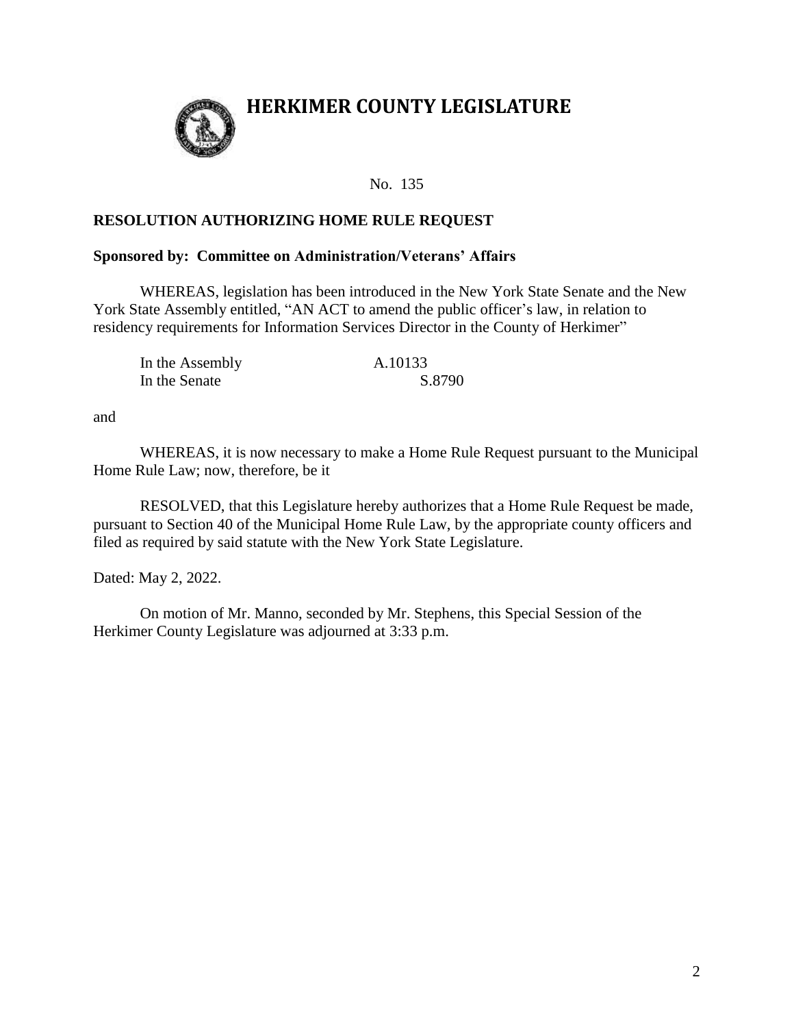# HERKIMER COUNTY LEGISLATURE

No. 135

**RESOLUTION AUTHORIZING HOME RULE REQUEST**

**Sponsored by: Committee on Administration/Veterans' Affairs**

WHEREAS, legislation has been introduced in the New York State Senate and the New York State Assembly entitled, "AN ACT to amend the public officer's law, in relation to residency requirements for Information Services Director in the County of Herkimer"

| | |
|---|---|
| In the Assembly | A.10133 |
| In the Senate | S.8790 |

and

WHEREAS, it is now necessary to make a Home Rule Request pursuant to the Municipal Home Rule Law; now, therefore, be it

RESOLVED, that this Legislature hereby authorizes that a Home Rule Request be made, pursuant to Section 40 of the Municipal Home Rule Law, by the appropriate county officers and filed as required by said statute with the New York State Legislature.

Dated: May 2, 2022.

On motion of Mr. Manno, seconded by Mr. Stephens, this Special Session of the Herkimer County Legislature was adjourned at 3:33 p.m.